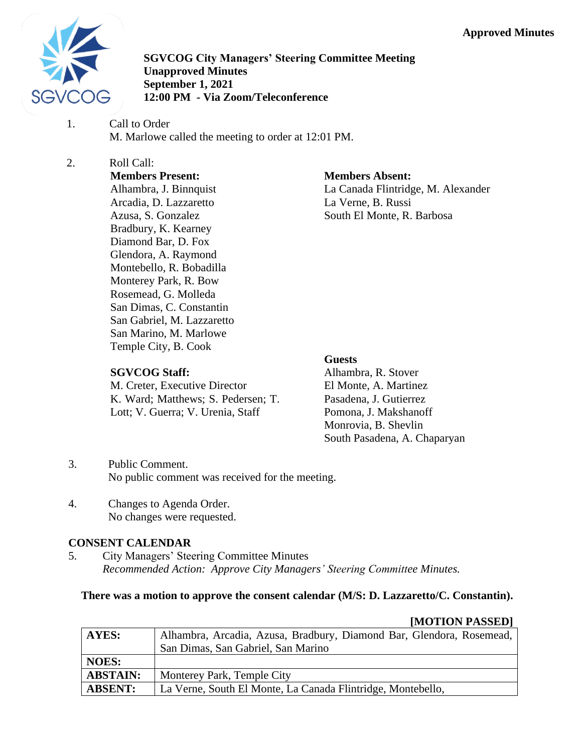**Approved Minutes**

# SGVCOG City Managers' Steering Committee Meeting
**Unapproved Minutes**
**September 1, 2021**
**12:00 PM - Via Zoom/Teleconference**

1. Call to Order
   M. Marlowe called the meeting to order at 12:01 PM.

2. Roll Call:

**Members Present:**
Alhambra, J. Binnquist
Arcadia, D. Lazzaretto
Azusa, S. Gonzalez
Bradbury, K. Kearney
Diamond Bar, D. Fox
Glendora, A. Raymond
Montebello, R. Bobadilla
Monterey Park, R. Bow
Rosemead, G. Molleda
San Dimas, C. Constantin
San Gabriel, M. Lazzaretto
San Marino, M. Marlowe
Temple City, B. Cook

**Members Absent:**
La Canada Flintridge, M. Alexander
La Verne, B. Russi
South El Monte, R. Barbosa

**SGVCOG Staff:**
M. Creter, Executive Director
K. Ward; Matthews; S. Pedersen; T. Lott; V. Guerra; V. Urenia, Staff

**Guests**
Alhambra, R. Stover
El Monte, A. Martinez
Pasadena, J. Gutierrez
Pomona, J. Makshanoff
Monrovia, B. Shevlin
South Pasadena, A. Chaparyan

3. Public Comment.
   No public comment was received for the meeting.

4. Changes to Agenda Order.
   No changes were requested.

## CONSENT CALENDAR

5. City Managers' Steering Committee Minutes
   *Recommended Action: Approve City Managers' Steering Committee Minutes.*

**There was a motion to approve the consent calendar (M/S: D. Lazzaretto/C. Constantin).**

**[MOTION PASSED]**

| | |
|---|---|
| **AYES:** | Alhambra, Arcadia, Azusa, Bradbury, Diamond Bar, Glendora, Rosemead, San Dimas, San Gabriel, San Marino |
| **NOES:** | |
| **ABSTAIN:** | Monterey Park, Temple City |
| **ABSENT:** | La Verne, South El Monte, La Canada Flintridge, Montebello, |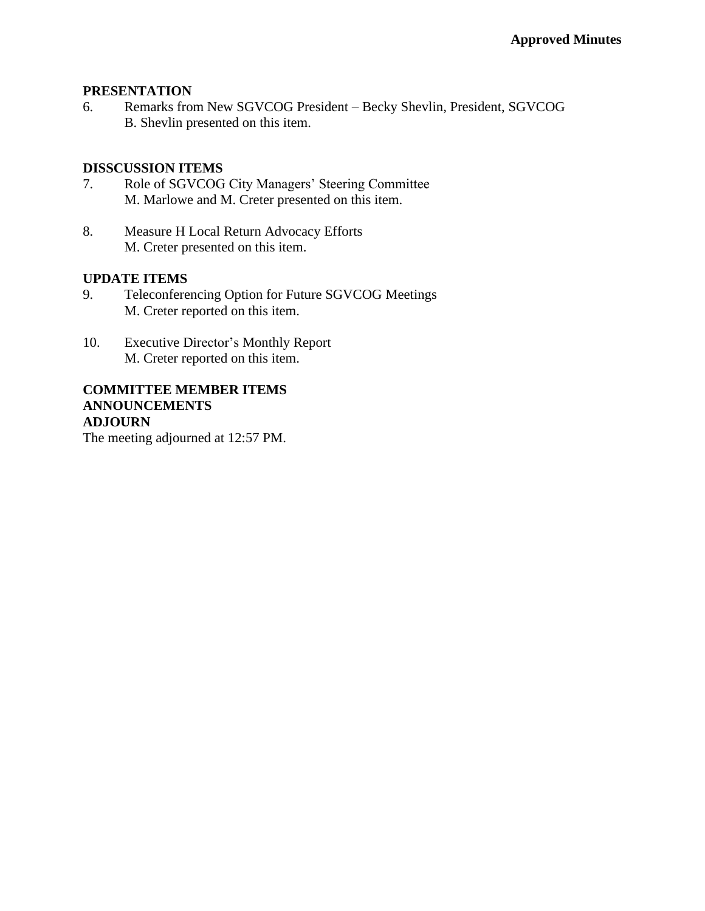**Approved Minutes**

**PRESENTATION**

6. Remarks from New SGVCOG President – Becky Shevlin, President, SGVCOG
   B. Shevlin presented on this item.

**DISSCUSSION ITEMS**

7. Role of SGVCOG City Managers' Steering Committee
   M. Marlowe and M. Creter presented on this item.

8. Measure H Local Return Advocacy Efforts
   M. Creter presented on this item.

**UPDATE ITEMS**

9. Teleconferencing Option for Future SGVCOG Meetings
   M. Creter reported on this item.

10. Executive Director's Monthly Report
    M. Creter reported on this item.

**COMMITTEE MEMBER ITEMS**

**ANNOUNCEMENTS**

**ADJOURN**

The meeting adjourned at 12:57 PM.